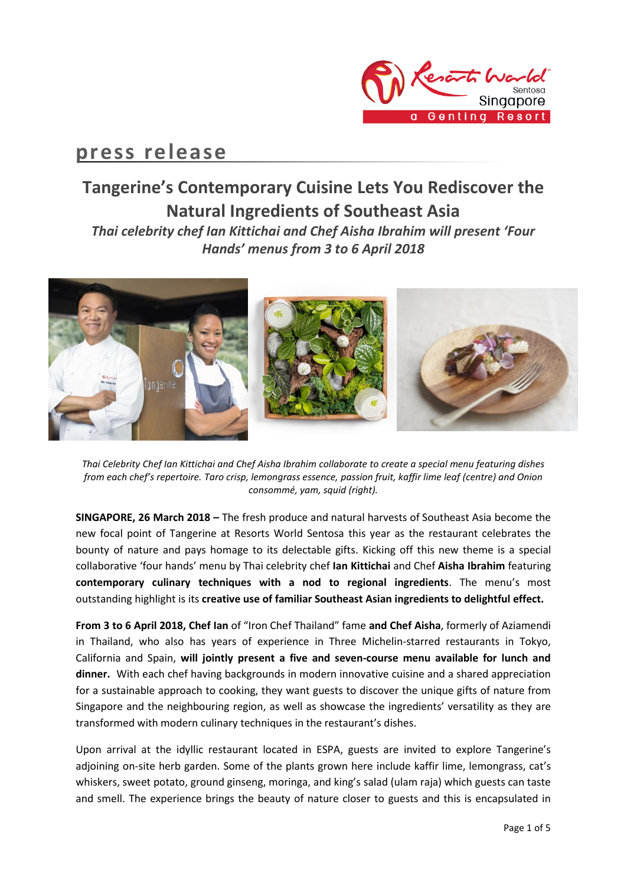# press release

## Tangerine's Contemporary Cuisine Lets You Rediscover the Natural Ingredients of Southeast Asia

***Thai celebrity chef Ian Kittichai and Chef Aisha Ibrahim will present 'Four Hands' menus from 3 to 6 April 2018***

*Thai Celebrity Chef Ian Kittichai and Chef Aisha Ibrahim collaborate to create a special menu featuring dishes from each chef's repertoire. Taro crisp, lemongrass essence, passion fruit, kaffir lime leaf (centre) and Onion consommé, yam, squid (right).*

**SINGAPORE, 26 March 2018 –** The fresh produce and natural harvests of Southeast Asia become the new focal point of Tangerine at Resorts World Sentosa this year as the restaurant celebrates the bounty of nature and pays homage to its delectable gifts. Kicking off this new theme is a special collaborative 'four hands' menu by Thai celebrity chef **Ian Kittichai** and Chef **Aisha Ibrahim** featuring **contemporary culinary techniques with a nod to regional ingredients**. The menu's most outstanding highlight is its **creative use of familiar Southeast Asian ingredients to delightful effect.**

**From 3 to 6 April 2018, Chef Ian** of "Iron Chef Thailand" fame **and Chef Aisha**, formerly of Aziamendi in Thailand, who also has years of experience in Three Michelin-starred restaurants in Tokyo, California and Spain, **will jointly present a five and seven-course menu available for lunch and dinner.** With each chef having backgrounds in modern innovative cuisine and a shared appreciation for a sustainable approach to cooking, they want guests to discover the unique gifts of nature from Singapore and the neighbouring region, as well as showcase the ingredients' versatility as they are transformed with modern culinary techniques in the restaurant's dishes.

Upon arrival at the idyllic restaurant located in ESPA, guests are invited to explore Tangerine's adjoining on-site herb garden. Some of the plants grown here include kaffir lime, lemongrass, cat's whiskers, sweet potato, ground ginseng, moringa, and king's salad (ulam raja) which guests can taste and smell. The experience brings the beauty of nature closer to guests and this is encapsulated in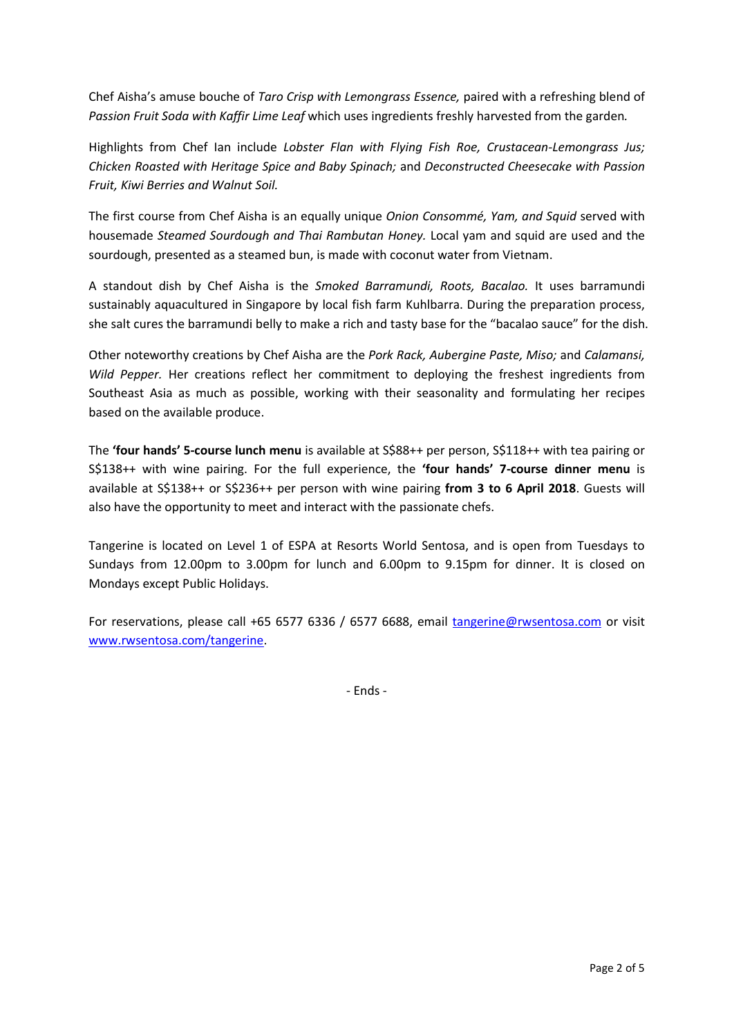Chef Aisha's amuse bouche of *Taro Crisp with Lemongrass Essence,* paired with a refreshing blend of *Passion Fruit Soda with Kaffir Lime Leaf* which uses ingredients freshly harvested from the garden.

Highlights from Chef Ian include *Lobster Flan with Flying Fish Roe, Crustacean-Lemongrass Jus; Chicken Roasted with Heritage Spice and Baby Spinach;* and *Deconstructed Cheesecake with Passion Fruit, Kiwi Berries and Walnut Soil.*

The first course from Chef Aisha is an equally unique *Onion Consommé, Yam, and Squid* served with housemade *Steamed Sourdough and Thai Rambutan Honey.* Local yam and squid are used and the sourdough, presented as a steamed bun, is made with coconut water from Vietnam.

A standout dish by Chef Aisha is the *Smoked Barramundi, Roots, Bacalao.* It uses barramundi sustainably aquacultured in Singapore by local fish farm Kuhlbarra. During the preparation process, she salt cures the barramundi belly to make a rich and tasty base for the "bacalao sauce" for the dish.

Other noteworthy creations by Chef Aisha are the *Pork Rack, Aubergine Paste, Miso;* and *Calamansi, Wild Pepper.* Her creations reflect her commitment to deploying the freshest ingredients from Southeast Asia as much as possible, working with their seasonality and formulating her recipes based on the available produce.

The **'four hands' 5-course lunch menu** is available at S$88++ per person, S$118++ with tea pairing or S$138++ with wine pairing. For the full experience, the **'four hands' 7-course dinner menu** is available at S$138++ or S$236++ per person with wine pairing **from 3 to 6 April 2018**. Guests will also have the opportunity to meet and interact with the passionate chefs.

Tangerine is located on Level 1 of ESPA at Resorts World Sentosa, and is open from Tuesdays to Sundays from 12.00pm to 3.00pm for lunch and 6.00pm to 9.15pm for dinner. It is closed on Mondays except Public Holidays.

For reservations, please call +65 6577 6336 / 6577 6688, email tangerine@rwsentosa.com or visit www.rwsentosa.com/tangerine.

- Ends -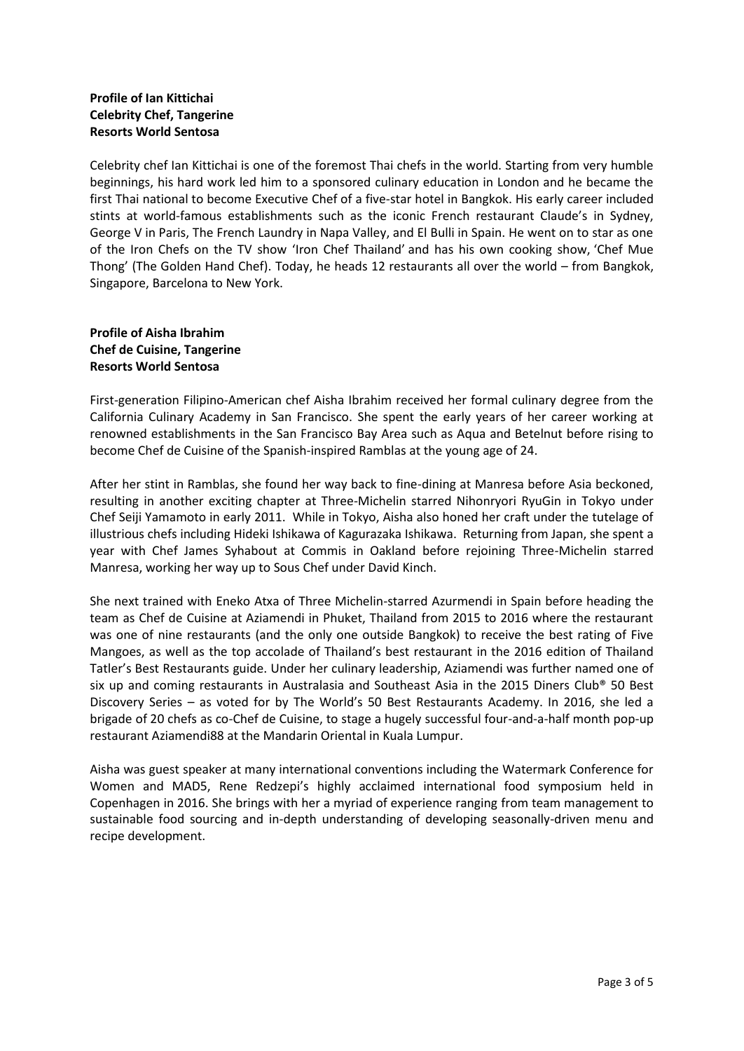**Profile of Ian Kittichai**
**Celebrity Chef, Tangerine**
**Resorts World Sentosa**

Celebrity chef Ian Kittichai is one of the foremost Thai chefs in the world. Starting from very humble beginnings, his hard work led him to a sponsored culinary education in London and he became the first Thai national to become Executive Chef of a five-star hotel in Bangkok. His early career included stints at world-famous establishments such as the iconic French restaurant Claude's in Sydney, George V in Paris, The French Laundry in Napa Valley, and El Bulli in Spain. He went on to star as one of the Iron Chefs on the TV show 'Iron Chef Thailand' and has his own cooking show, 'Chef Mue Thong' (The Golden Hand Chef). Today, he heads 12 restaurants all over the world – from Bangkok, Singapore, Barcelona to New York.

**Profile of Aisha Ibrahim**
**Chef de Cuisine, Tangerine**
**Resorts World Sentosa**

First-generation Filipino-American chef Aisha Ibrahim received her formal culinary degree from the California Culinary Academy in San Francisco. She spent the early years of her career working at renowned establishments in the San Francisco Bay Area such as Aqua and Betelnut before rising to become Chef de Cuisine of the Spanish-inspired Ramblas at the young age of 24.

After her stint in Ramblas, she found her way back to fine-dining at Manresa before Asia beckoned, resulting in another exciting chapter at Three-Michelin starred Nihonryori RyuGin in Tokyo under Chef Seiji Yamamoto in early 2011. While in Tokyo, Aisha also honed her craft under the tutelage of illustrious chefs including Hideki Ishikawa of Kagurazaka Ishikawa. Returning from Japan, she spent a year with Chef James Syhabout at Commis in Oakland before rejoining Three-Michelin starred Manresa, working her way up to Sous Chef under David Kinch.

She next trained with Eneko Atxa of Three Michelin-starred Azurmendi in Spain before heading the team as Chef de Cuisine at Aziamendi in Phuket, Thailand from 2015 to 2016 where the restaurant was one of nine restaurants (and the only one outside Bangkok) to receive the best rating of Five Mangoes, as well as the top accolade of Thailand's best restaurant in the 2016 edition of Thailand Tatler's Best Restaurants guide. Under her culinary leadership, Aziamendi was further named one of six up and coming restaurants in Australasia and Southeast Asia in the 2015 Diners Club® 50 Best Discovery Series – as voted for by The World's 50 Best Restaurants Academy. In 2016, she led a brigade of 20 chefs as co-Chef de Cuisine, to stage a hugely successful four-and-a-half month pop-up restaurant Aziamendi88 at the Mandarin Oriental in Kuala Lumpur.

Aisha was guest speaker at many international conventions including the Watermark Conference for Women and MAD5, Rene Redzepi's highly acclaimed international food symposium held in Copenhagen in 2016. She brings with her a myriad of experience ranging from team management to sustainable food sourcing and in-depth understanding of developing seasonally-driven menu and recipe development.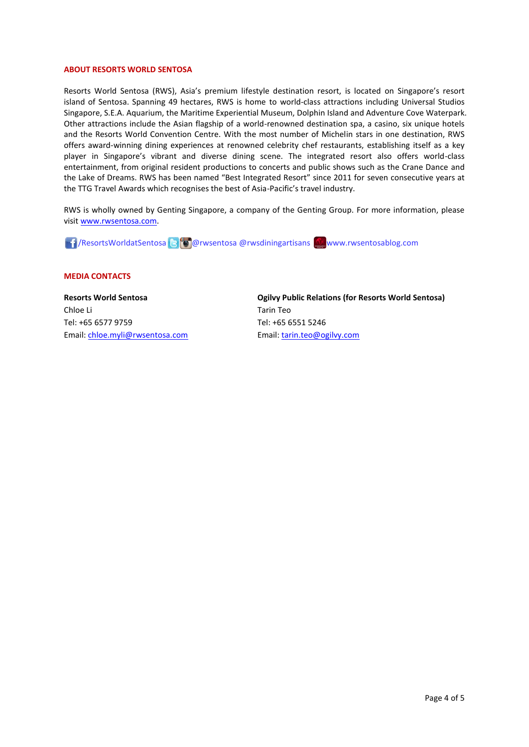## ABOUT RESORTS WORLD SENTOSA

Resorts World Sentosa (RWS), Asia's premium lifestyle destination resort, is located on Singapore's resort island of Sentosa. Spanning 49 hectares, RWS is home to world-class attractions including Universal Studios Singapore, S.E.A. Aquarium, the Maritime Experiential Museum, Dolphin Island and Adventure Cove Waterpark. Other attractions include the Asian flagship of a world-renowned destination spa, a casino, six unique hotels and the Resorts World Convention Centre. With the most number of Michelin stars in one destination, RWS offers award-winning dining experiences at renowned celebrity chef restaurants, establishing itself as a key player in Singapore's vibrant and diverse dining scene. The integrated resort also offers world-class entertainment, from original resident productions to concerts and public shows such as the Crane Dance and the Lake of Dreams. RWS has been named "Best Integrated Resort" since 2011 for seven consecutive years at the TTG Travel Awards which recognises the best of Asia-Pacific's travel industry.

RWS is wholly owned by Genting Singapore, a company of the Genting Group. For more information, please visit www.rwsentosa.com.

/ResortsWorldatSentosa @rwsentosa @rwsdiningartisans www.rwsentosablog.com

## MEDIA CONTACTS

**Resorts World Sentosa**
Chloe Li
Tel: +65 6577 9759
Email: chloe.myli@rwsentosa.com

**Ogilvy Public Relations (for Resorts World Sentosa)**
Tarin Teo
Tel: +65 6551 5246
Email: tarin.teo@ogilvy.com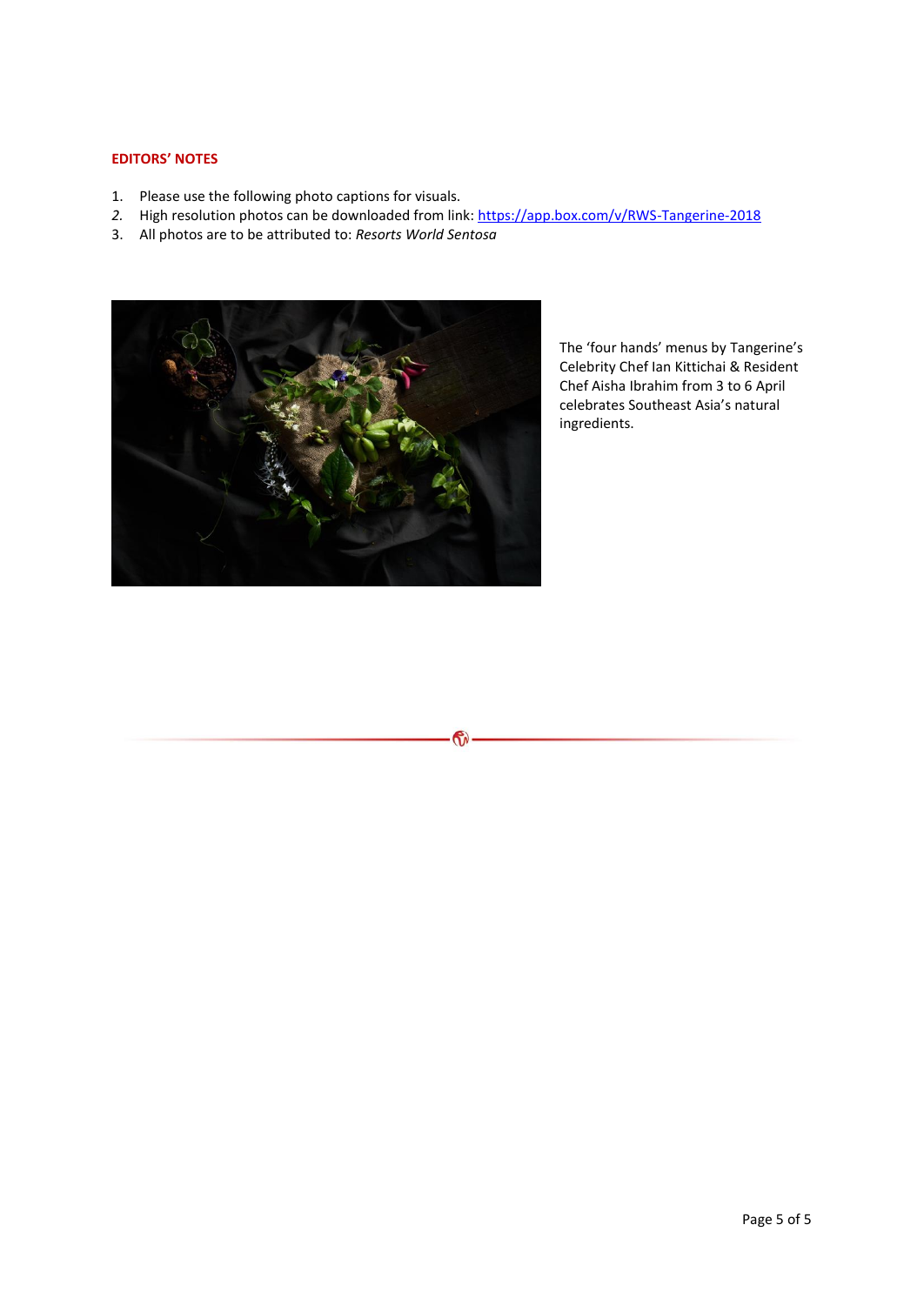**EDITORS' NOTES**

1. Please use the following photo captions for visuals.
2. High resolution photos can be downloaded from link: [https://app.box.com/v/RWS-Tangerine-2018](https://app.box.com/v/RWS-Tangerine-2018)
3. All photos are to be attributed to: *Resorts World Sentosa*

The 'four hands' menus by Tangerine's Celebrity Chef Ian Kittichai & Resident Chef Aisha Ibrahim from 3 to 6 April celebrates Southeast Asia's natural ingredients.